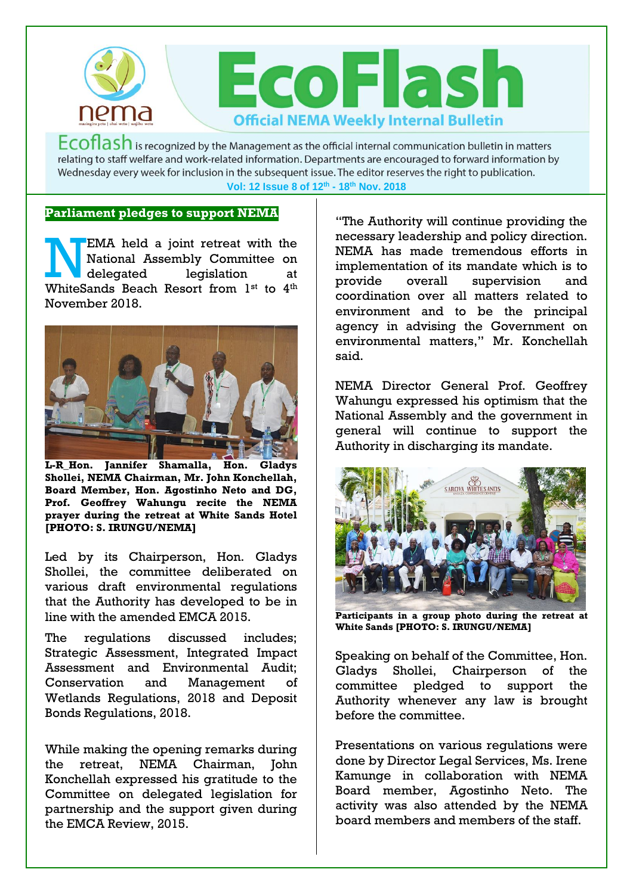# EcoFlash

**Official NEMA Weekly Internal Bulletin**

Ecoflash is recognized by the Management as the official internal communication bulletin in matters relating to staff welfare and work-related information. Departments are encouraged to forward information by Wednesday every week for inclusion in the subsequent issue. The editor reserves the right to publication.

Vol: 12 Issue 8 of 12th - 18th Nov. 2018

## Parliament pledges to support NEMA

NEMA held a joint retreat with the National Assembly Committee on delegated legislation at WhiteSands Beach Resort from 1st to 4th November 2018.

**L-R_Hon. Jannifer Shamalla, Hon. Gladys Shollei, NEMA Chairman, Mr. John Konchellah, Board Member, Hon. Agostinho Neto and DG, Prof. Geoffrey Wahungu recite the NEMA prayer during the retreat at White Sands Hotel [PHOTO: S. IRUNGU/NEMA]**

Led by its Chairperson, Hon. Gladys Shollei, the committee deliberated on various draft environmental regulations that the Authority has developed to be in line with the amended EMCA 2015.

The regulations discussed includes; Strategic Assessment, Integrated Impact Assessment and Environmental Audit; Conservation and Management of Wetlands Regulations, 2018 and Deposit Bonds Regulations, 2018.

While making the opening remarks during the retreat, NEMA Chairman, John Konchellah expressed his gratitude to the Committee on delegated legislation for partnership and the support given during the EMCA Review, 2015.

"The Authority will continue providing the necessary leadership and policy direction. NEMA has made tremendous efforts in implementation of its mandate which is to provide overall supervision and coordination over all matters related to environment and to be the principal agency in advising the Government on environmental matters," Mr. Konchellah said.

NEMA Director General Prof. Geoffrey Wahungu expressed his optimism that the National Assembly and the government in general will continue to support the Authority in discharging its mandate.

**Participants in a group photo during the retreat at White Sands [PHOTO: S. IRUNGU/NEMA]**

Speaking on behalf of the Committee, Hon. Gladys Shollei, Chairperson of the committee pledged to support the Authority whenever any law is brought before the committee.

Presentations on various regulations were done by Director Legal Services, Ms. Irene Kamunge in collaboration with NEMA Board member, Agostinho Neto. The activity was also attended by the NEMA board members and members of the staff.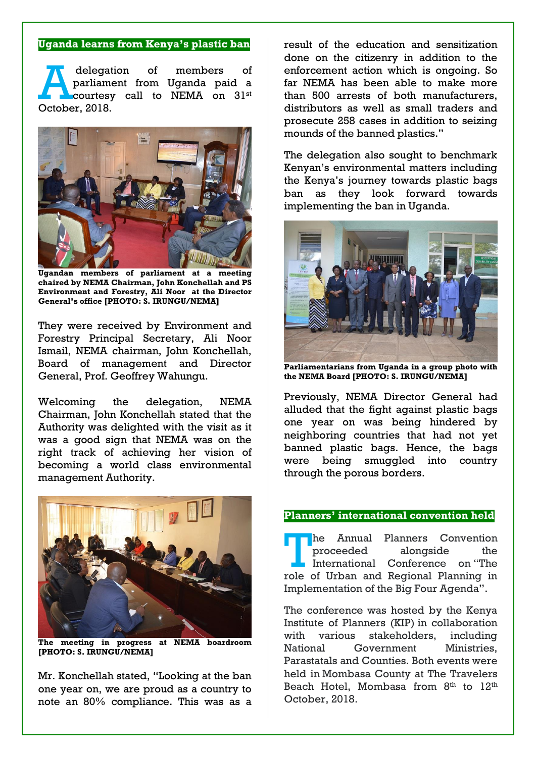## Uganda learns from Kenya's plastic ban

A delegation of members of parliament from Uganda paid a courtesy call to NEMA on 31st October, 2018.

**Ugandan members of parliament at a meeting chaired by NEMA Chairman, John Konchellah and PS Environment and Forestry, Ali Noor at the Director General's office [PHOTO: S. IRUNGU/NEMA]**

They were received by Environment and Forestry Principal Secretary, Ali Noor Ismail, NEMA chairman, John Konchellah, Board of management and Director General, Prof. Geoffrey Wahungu.

Welcoming the delegation, NEMA Chairman, John Konchellah stated that the Authority was delighted with the visit as it was a good sign that NEMA was on the right track of achieving her vision of becoming a world class environmental management Authority.

**The meeting in progress at NEMA boardroom [PHOTO: S. IRUNGU/NEMA]**

Mr. Konchellah stated, "Looking at the ban one year on, we are proud as a country to note an 80% compliance. This was as a result of the education and sensitization done on the citizenry in addition to the enforcement action which is ongoing. So far NEMA has been able to make more than 500 arrests of both manufacturers, distributors as well as small traders and prosecute 258 cases in addition to seizing mounds of the banned plastics."

The delegation also sought to benchmark Kenyan's environmental matters including the Kenya's journey towards plastic bags ban as they look forward towards implementing the ban in Uganda.

**Parliamentarians from Uganda in a group photo with the NEMA Board [PHOTO: S. IRUNGU/NEMA]**

Previously, NEMA Director General had alluded that the fight against plastic bags one year on was being hindered by neighboring countries that had not yet banned plastic bags. Hence, the bags were being smuggled into country through the porous borders.

## Planners' international convention held

The Annual Planners Convention proceeded alongside the International Conference on "The role of Urban and Regional Planning in Implementation of the Big Four Agenda".

The conference was hosted by the Kenya Institute of Planners (KIP) in collaboration with various stakeholders, including National Government Ministries, Parastatals and Counties. Both events were held in Mombasa County at The Travelers Beach Hotel, Mombasa from 8th to 12th October, 2018.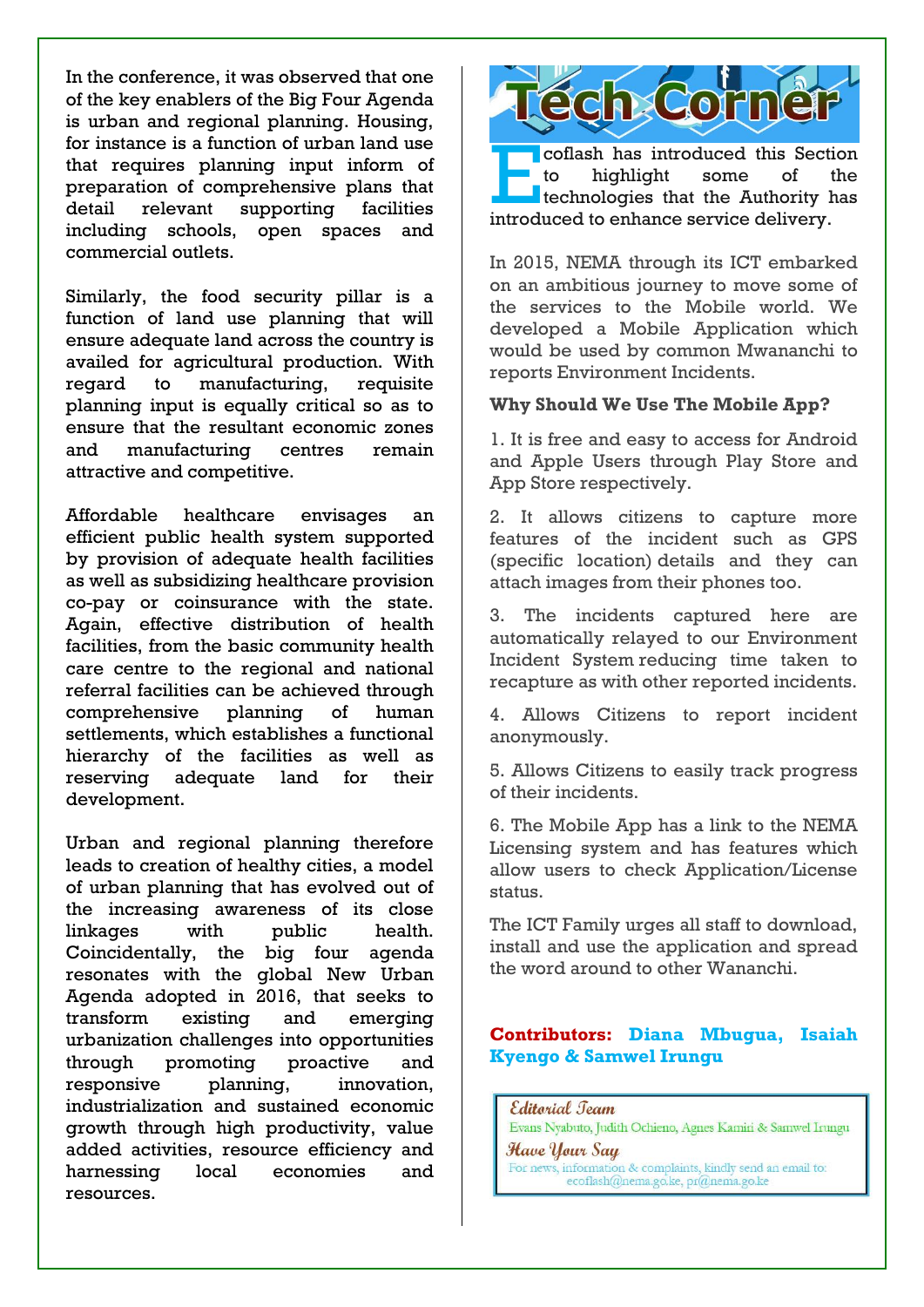In the conference, it was observed that one of the key enablers of the Big Four Agenda is urban and regional planning. Housing, for instance is a function of urban land use that requires planning input inform of preparation of comprehensive plans that detail relevant supporting facilities including schools, open spaces and commercial outlets.

Similarly, the food security pillar is a function of land use planning that will ensure adequate land across the country is availed for agricultural production. With regard to manufacturing, requisite planning input is equally critical so as to ensure that the resultant economic zones and manufacturing centres remain attractive and competitive.

Affordable healthcare envisages an efficient public health system supported by provision of adequate health facilities as well as subsidizing healthcare provision co-pay or coinsurance with the state. Again, effective distribution of health facilities, from the basic community health care centre to the regional and national referral facilities can be achieved through comprehensive planning of human settlements, which establishes a functional hierarchy of the facilities as well as reserving adequate land for their development.

Urban and regional planning therefore leads to creation of healthy cities, a model of urban planning that has evolved out of the increasing awareness of its close linkages with public health. Coincidentally, the big four agenda resonates with the global New Urban Agenda adopted in 2016, that seeks to transform existing and emerging urbanization challenges into opportunities through promoting proactive and responsive planning, innovation, industrialization and sustained economic growth through high productivity, value added activities, resource efficiency and harnessing local economies and resources.

# Tech Corner

Ecoflash has introduced this Section to highlight some of the technologies that the Authority has introduced to enhance service delivery.

In 2015, NEMA through its ICT embarked on an ambitious journey to move some of the services to the Mobile world. We developed a Mobile Application which would be used by common Mwananchi to reports Environment Incidents.

**Why Should We Use The Mobile App?**

1. It is free and easy to access for Android and Apple Users through Play Store and App Store respectively.

2. It allows citizens to capture more features of the incident such as GPS (specific location) details and they can attach images from their phones too.

3. The incidents captured here are automatically relayed to our Environment Incident System reducing time taken to recapture as with other reported incidents.

4. Allows Citizens to report incident anonymously.

5. Allows Citizens to easily track progress of their incidents.

6. The Mobile App has a link to the NEMA Licensing system and has features which allow users to check Application/License status.

The ICT Family urges all staff to download, install and use the application and spread the word around to other Wananchi.

**Contributors: Diana Mbugua, Isaiah Kyengo & Samwel Irungu**

*Editorial Team*

Evans Nyabuto, Judith Ochieno, Agnes Kamiri & Samwel Irungu

*Have Your Say*

For news, information & complaints, kindly send an email to: ecoflash@nema.go.ke, pr@nema.go.ke